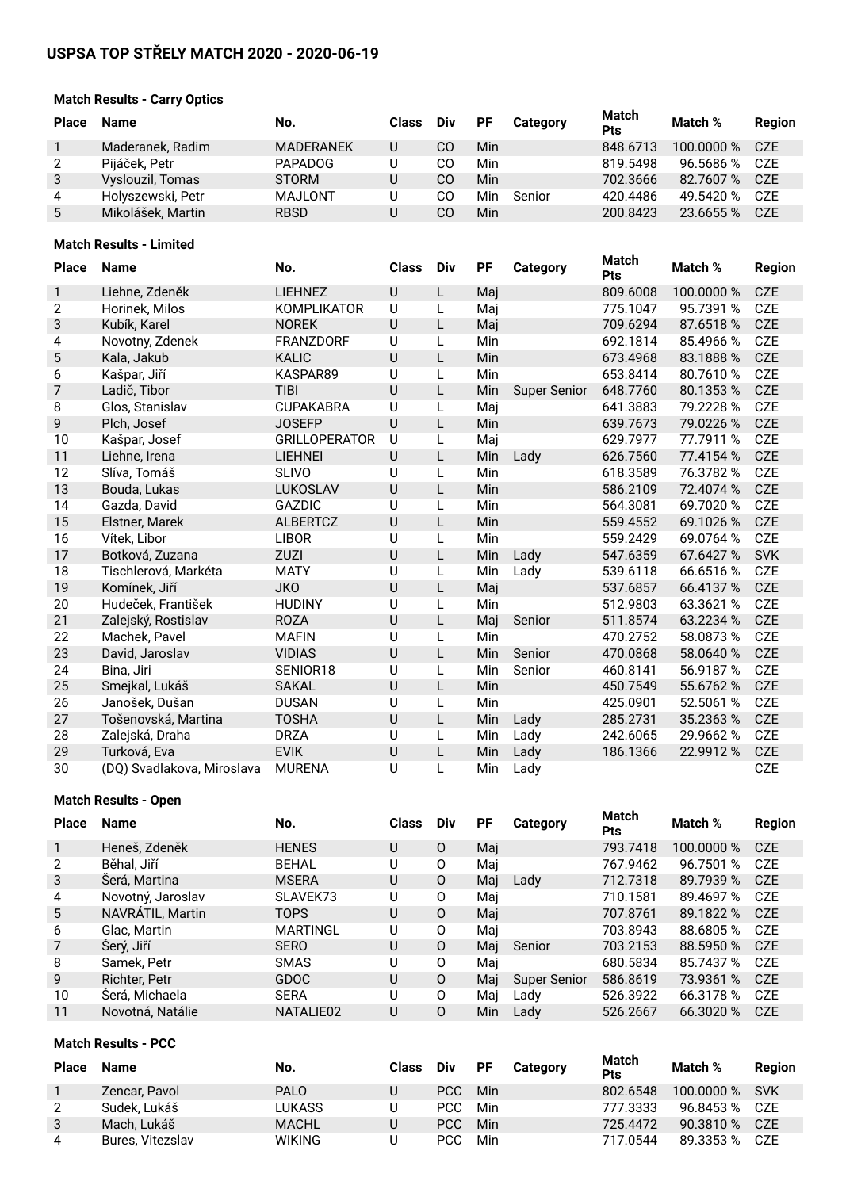# USPSA TOP STŘELY MATCH 2020 - 2020-06-19

### Match Results - Carry Optics

| Place | Name | No. | Class | Div | PF | Category | Match Pts | Match % | Region |
|---|---|---|---|---|---|---|---|---|---|
| 1 | Maderanek, Radim | MADERANEK | U | CO | Min | | 848.6713 | 100.0000 % | CZE |
| 2 | Pijáček, Petr | PAPADOG | U | CO | Min | | 819.5498 | 96.5686 % | CZE |
| 3 | Vyslouzil, Tomas | STORM | U | CO | Min | | 702.3666 | 82.7607 % | CZE |
| 4 | Holyszewski, Petr | MAJLONT | U | CO | Min | Senior | 420.4486 | 49.5420 % | CZE |
| 5 | Mikolášek, Martin | RBSD | U | CO | Min | | 200.8423 | 23.6655 % | CZE |

### Match Results - Limited

| Place | Name | No. | Class | Div | PF | Category | Match Pts | Match % | Region |
|---|---|---|---|---|---|---|---|---|---|
| 1 | Liehne, Zdeněk | LIEHNEZ | U | L | Maj | | 809.6008 | 100.0000 % | CZE |
| 2 | Horinek, Milos | KOMPLIKATOR | U | L | Maj | | 775.1047 | 95.7391 % | CZE |
| 3 | Kubík, Karel | NOREK | U | L | Maj | | 709.6294 | 87.6518 % | CZE |
| 4 | Novotny, Zdenek | FRANZDORF | U | L | Min | | 692.1814 | 85.4966 % | CZE |
| 5 | Kala, Jakub | KALIC | U | L | Min | | 673.4968 | 83.1888 % | CZE |
| 6 | Kašpar, Jiří | KASPAR89 | U | L | Min | | 653.8414 | 80.7610 % | CZE |
| 7 | Ladič, Tibor | TIBI | U | L | Min | Super Senior | 648.7760 | 80.1353 % | CZE |
| 8 | Glos, Stanislav | CUPAKABRA | U | L | Maj | | 641.3883 | 79.2228 % | CZE |
| 9 | Plch, Josef | JOSEFP | U | L | Min | | 639.7673 | 79.0226 % | CZE |
| 10 | Kašpar, Josef | GRILLOPERATOR | U | L | Maj | | 629.7977 | 77.7911 % | CZE |
| 11 | Liehne, Irena | LIEHNEI | U | L | Min | Lady | 626.7560 | 77.4154 % | CZE |
| 12 | Slíva, Tomáš | SLIVO | U | L | Min | | 618.3589 | 76.3782 % | CZE |
| 13 | Bouda, Lukas | LUKOSLAV | U | L | Min | | 586.2109 | 72.4074 % | CZE |
| 14 | Gazda, David | GAZDIC | U | L | Min | | 564.3081 | 69.7020 % | CZE |
| 15 | Elstner, Marek | ALBERTCZ | U | L | Min | | 559.4552 | 69.1026 % | CZE |
| 16 | Vítek, Libor | LIBOR | U | L | Min | | 559.2429 | 69.0764 % | CZE |
| 17 | Botková, Zuzana | ZUZI | U | L | Min | Lady | 547.6359 | 67.6427 % | SVK |
| 18 | Tischlerová, Markéta | MATY | U | L | Min | Lady | 539.6118 | 66.6516 % | CZE |
| 19 | Komínek, Jiří | JKO | U | L | Maj | | 537.6857 | 66.4137 % | CZE |
| 20 | Hudeček, František | HUDINY | U | L | Min | | 512.9803 | 63.3621 % | CZE |
| 21 | Zalejský, Rostislav | ROZA | U | L | Maj | Senior | 511.8574 | 63.2234 % | CZE |
| 22 | Machek, Pavel | MAFIN | U | L | Min | | 470.2752 | 58.0873 % | CZE |
| 23 | David, Jaroslav | VIDIAS | U | L | Min | Senior | 470.0868 | 58.0640 % | CZE |
| 24 | Bina, Jiri | SENIOR18 | U | L | Min | Senior | 460.8141 | 56.9187 % | CZE |
| 25 | Smejkal, Lukáš | SAKAL | U | L | Min | | 450.7549 | 55.6762 % | CZE |
| 26 | Janošek, Dušan | DUSAN | U | L | Min | | 425.0901 | 52.5061 % | CZE |
| 27 | Tošenovská, Martina | TOSHA | U | L | Min | Lady | 285.2731 | 35.2363 % | CZE |
| 28 | Zalejská, Draha | DRZA | U | L | Min | Lady | 242.6065 | 29.9662 % | CZE |
| 29 | Turková, Eva | EVIK | U | L | Min | Lady | 186.1366 | 22.9912 % | CZE |
| 30 | (DQ) Svadlakova, Miroslava | MURENA | U | L | Min | Lady | | | CZE |

### Match Results - Open

| Place | Name | No. | Class | Div | PF | Category | Match Pts | Match % | Region |
|---|---|---|---|---|---|---|---|---|---|
| 1 | Heneš, Zdeněk | HENES | U | O | Maj | | 793.7418 | 100.0000 % | CZE |
| 2 | Běhal, Jiří | BEHAL | U | O | Maj | | 767.9462 | 96.7501 % | CZE |
| 3 | Šerá, Martina | MSERA | U | O | Maj | Lady | 712.7318 | 89.7939 % | CZE |
| 4 | Novotný, Jaroslav | SLAVEK73 | U | O | Maj | | 710.1581 | 89.4697 % | CZE |
| 5 | NAVRÁTIL, Martin | TOPS | U | O | Maj | | 707.8761 | 89.1822 % | CZE |
| 6 | Glac, Martin | MARTINGL | U | O | Maj | | 703.8943 | 88.6805 % | CZE |
| 7 | Šerý, Jiří | SERO | U | O | Maj | Senior | 703.2153 | 88.5950 % | CZE |
| 8 | Samek, Petr | SMAS | U | O | Maj | | 680.5834 | 85.7437 % | CZE |
| 9 | Richter, Petr | GDOC | U | O | Maj | Super Senior | 586.8619 | 73.9361 % | CZE |
| 10 | Šerá, Michaela | SERA | U | O | Maj | Lady | 526.3922 | 66.3178 % | CZE |
| 11 | Novotná, Natálie | NATALIE02 | U | O | Min | Lady | 526.2667 | 66.3020 % | CZE |

### Match Results - PCC

| Place | Name | No. | Class | Div | PF | Category | Match Pts | Match % | Region |
|---|---|---|---|---|---|---|---|---|---|
| 1 | Zencar, Pavol | PALO | U | PCC | Min | | 802.6548 | 100.0000 % | SVK |
| 2 | Sudek, Lukáš | LUKASS | U | PCC | Min | | 777.3333 | 96.8453 % | CZE |
| 3 | Mach, Lukáš | MACHL | U | PCC | Min | | 725.4472 | 90.3810 % | CZE |
| 4 | Bures, Vitezslav | WIKING | U | PCC | Min | | 717.0544 | 89.3353 % | CZE |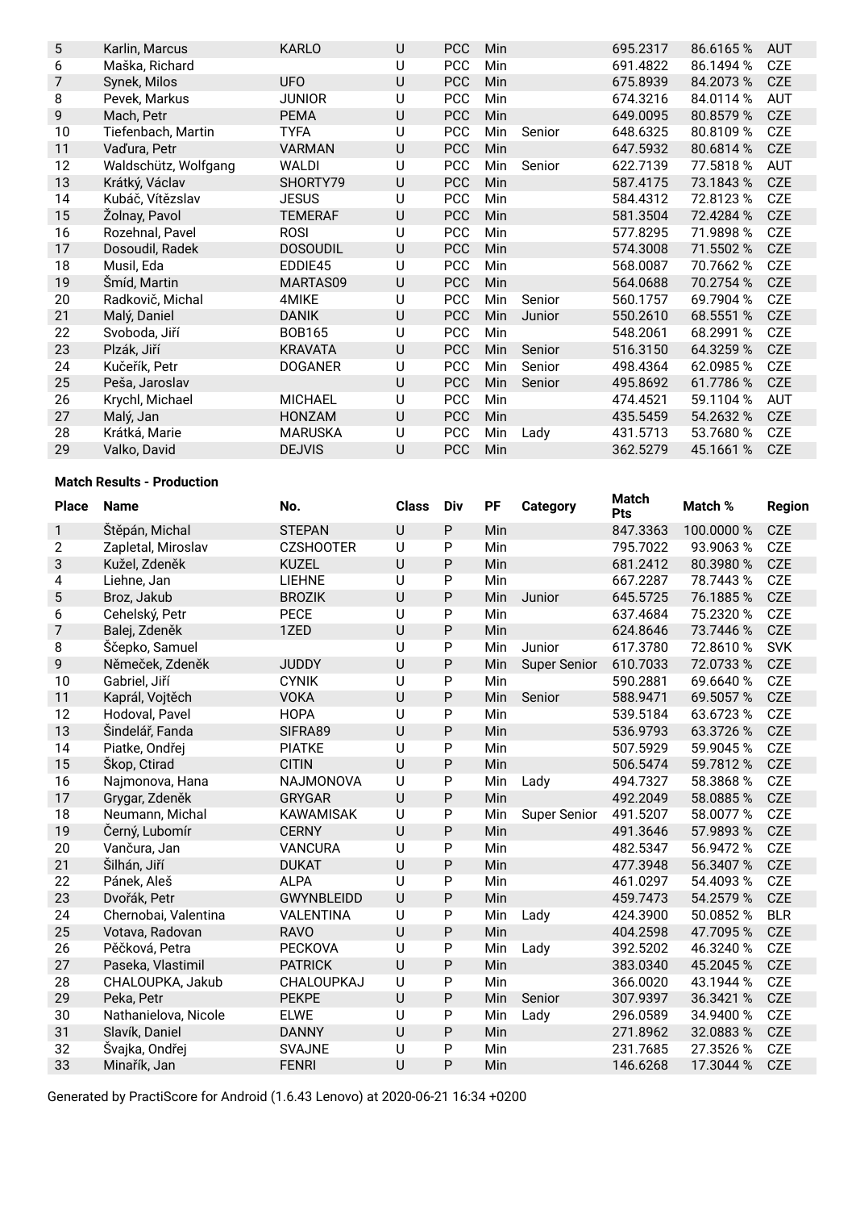| | | | | | | | | | |
|---|---|---|---|---|---|---|---|---|---|
| 5 | Karlin, Marcus | KARLO | U | PCC | Min | | 695.2317 | 86.6165 % | AUT |
| 6 | Maška, Richard | | U | PCC | Min | | 691.4822 | 86.1494 % | CZE |
| 7 | Synek, Milos | UFO | U | PCC | Min | | 675.8939 | 84.2073 % | CZE |
| 8 | Pevek, Markus | JUNIOR | U | PCC | Min | | 674.3216 | 84.0114 % | AUT |
| 9 | Mach, Petr | PEMA | U | PCC | Min | | 649.0095 | 80.8579 % | CZE |
| 10 | Tiefenbach, Martin | TYFA | U | PCC | Min | Senior | 648.6325 | 80.8109 % | CZE |
| 11 | Vaďura, Petr | VARMAN | U | PCC | Min | | 647.5932 | 80.6814 % | CZE |
| 12 | Waldschütz, Wolfgang | WALDI | U | PCC | Min | Senior | 622.7139 | 77.5818 % | AUT |
| 13 | Krátký, Václav | SHORTY79 | U | PCC | Min | | 587.4175 | 73.1843 % | CZE |
| 14 | Kubáč, Vítězslav | JESUS | U | PCC | Min | | 584.4312 | 72.8123 % | CZE |
| 15 | Žolnay, Pavol | TEMERAF | U | PCC | Min | | 581.3504 | 72.4284 % | CZE |
| 16 | Rozehnal, Pavel | ROSI | U | PCC | Min | | 577.8295 | 71.9898 % | CZE |
| 17 | Dosoudil, Radek | DOSOUDIL | U | PCC | Min | | 574.3008 | 71.5502 % | CZE |
| 18 | Musil, Eda | EDDIE45 | U | PCC | Min | | 568.0087 | 70.7662 % | CZE |
| 19 | Šmíd, Martin | MARTAS09 | U | PCC | Min | | 564.0688 | 70.2754 % | CZE |
| 20 | Radkovič, Michal | 4MIKE | U | PCC | Min | Senior | 560.1757 | 69.7904 % | CZE |
| 21 | Malý, Daniel | DANIK | U | PCC | Min | Junior | 550.2610 | 68.5551 % | CZE |
| 22 | Svoboda, Jiří | BOB165 | U | PCC | Min | | 548.2061 | 68.2991 % | CZE |
| 23 | Plzák, Jiří | KRAVATA | U | PCC | Min | Senior | 516.3150 | 64.3259 % | CZE |
| 24 | Kučeřík, Petr | DOGANER | U | PCC | Min | Senior | 498.4364 | 62.0985 % | CZE |
| 25 | Peša, Jaroslav | | U | PCC | Min | Senior | 495.8692 | 61.7786 % | CZE |
| 26 | Krychl, Michael | MICHAEL | U | PCC | Min | | 474.4521 | 59.1104 % | AUT |
| 27 | Malý, Jan | HONZAM | U | PCC | Min | | 435.5459 | 54.2632 % | CZE |
| 28 | Krátká, Marie | MARUSKA | U | PCC | Min | Lady | 431.5713 | 53.7680 % | CZE |
| 29 | Valko, David | DEJVIS | U | PCC | Min | | 362.5279 | 45.1661 % | CZE |

**Match Results - Production**

| Place | Name | No. | Class | Div | PF | Category | Match Pts | Match % | Region |
|---|---|---|---|---|---|---|---|---|---|
| 1 | Štěpán, Michal | STEPAN | U | P | Min | | 847.3363 | 100.0000 % | CZE |
| 2 | Zapletal, Miroslav | CZSHOOTER | U | P | Min | | 795.7022 | 93.9063 % | CZE |
| 3 | Kužel, Zdeněk | KUZEL | U | P | Min | | 681.2412 | 80.3980 % | CZE |
| 4 | Liehne, Jan | LIEHNE | U | P | Min | | 667.2287 | 78.7443 % | CZE |
| 5 | Broz, Jakub | BROZIK | U | P | Min | Junior | 645.5725 | 76.1885 % | CZE |
| 6 | Cehelský, Petr | PECE | U | P | Min | | 637.4684 | 75.2320 % | CZE |
| 7 | Balej, Zdeněk | 1ZED | U | P | Min | | 624.8646 | 73.7446 % | CZE |
| 8 | Ščepko, Samuel | | U | P | Min | Junior | 617.3780 | 72.8610 % | SVK |
| 9 | Němeček, Zdeněk | JUDDY | U | P | Min | Super Senior | 610.7033 | 72.0733 % | CZE |
| 10 | Gabriel, Jiří | CYNIK | U | P | Min | | 590.2881 | 69.6640 % | CZE |
| 11 | Kaprál, Vojtěch | VOKA | U | P | Min | Senior | 588.9471 | 69.5057 % | CZE |
| 12 | Hodoval, Pavel | HOPA | U | P | Min | | 539.5184 | 63.6723 % | CZE |
| 13 | Šindelář, Fanda | SIFRA89 | U | P | Min | | 536.9793 | 63.3726 % | CZE |
| 14 | Piatke, Ondřej | PIATKE | U | P | Min | | 507.5929 | 59.9045 % | CZE |
| 15 | Škop, Ctirad | CITIN | U | P | Min | | 506.5474 | 59.7812 % | CZE |
| 16 | Najmonova, Hana | NAJMONOVA | U | P | Min | Lady | 494.7327 | 58.3868 % | CZE |
| 17 | Grygar, Zdeněk | GRYGAR | U | P | Min | | 492.2049 | 58.0885 % | CZE |
| 18 | Neumann, Michal | KAWAMISAK | U | P | Min | Super Senior | 491.5207 | 58.0077 % | CZE |
| 19 | Černý, Lubomír | CERNY | U | P | Min | | 491.3646 | 57.9893 % | CZE |
| 20 | Vančura, Jan | VANCURA | U | P | Min | | 482.5347 | 56.9472 % | CZE |
| 21 | Šilhán, Jiří | DUKAT | U | P | Min | | 477.3948 | 56.3407 % | CZE |
| 22 | Pánek, Aleš | ALPA | U | P | Min | | 461.0297 | 54.4093 % | CZE |
| 23 | Dvořák, Petr | GWYNBLEIDD | U | P | Min | | 459.7473 | 54.2579 % | CZE |
| 24 | Chernobai, Valentina | VALENTINA | U | P | Min | Lady | 424.3900 | 50.0852 % | BLR |
| 25 | Votava, Radovan | RAVO | U | P | Min | | 404.2598 | 47.7095 % | CZE |
| 26 | Pěčková, Petra | PECKOVA | U | P | Min | Lady | 392.5202 | 46.3240 % | CZE |
| 27 | Paseka, Vlastimil | PATRICK | U | P | Min | | 383.0340 | 45.2045 % | CZE |
| 28 | CHALOUPKA, Jakub | CHALOUPKAJ | U | P | Min | | 366.0020 | 43.1944 % | CZE |
| 29 | Peka, Petr | PEKPE | U | P | Min | Senior | 307.9397 | 36.3421 % | CZE |
| 30 | Nathanielova, Nicole | ELWE | U | P | Min | Lady | 296.0589 | 34.9400 % | CZE |
| 31 | Slavík, Daniel | DANNY | U | P | Min | | 271.8962 | 32.0883 % | CZE |
| 32 | Švajka, Ondřej | SVAJNE | U | P | Min | | 231.7685 | 27.3526 % | CZE |
| 33 | Minařík, Jan | FENRI | U | P | Min | | 146.6268 | 17.3044 % | CZE |

Generated by PractiScore for Android (1.6.43 Lenovo) at 2020-06-21 16:34 +0200